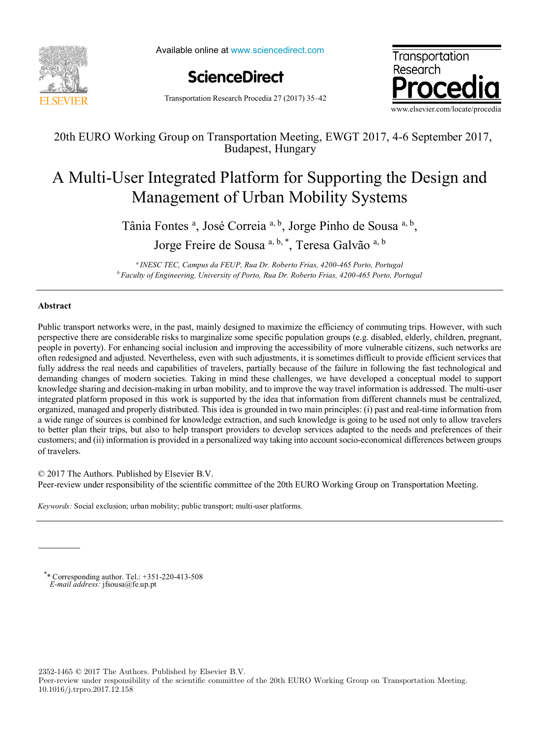20th EURO Working Group on Transportation Meeting, EWGT 2017, 4-6 September 2017, Budapest, Hungary

# A Multi-User Integrated Platform for Supporting the Design and Management of Urban Mobility Systems

Tânia Fontes [a], José Correia [a, b], Jorge Pinho de Sousa [a, b], Jorge Freire de Sousa [a, b, *], Teresa Galvão [a, b]

[a] *INESC TEC, Campus da FEUP, Rua Dr. Roberto Frias, 4200-465 Porto, Portugal*
[b] *Faculty of Engineering, University of Porto, Rua Dr. Roberto Frias, 4200-465 Porto, Portugal*

## Abstract

Public transport networks were, in the past, mainly designed to maximize the efficiency of commuting trips. However, with such perspective there are considerable risks to marginalize some specific population groups (e.g. disabled, elderly, children, pregnant, people in poverty). For enhancing social inclusion and improving the accessibility of more vulnerable citizens, such networks are often redesigned and adjusted. Nevertheless, even with such adjustments, it is sometimes difficult to provide efficient services that fully address the real needs and capabilities of travelers, partially because of the failure in following the fast technological and demanding changes of modern societies. Taking in mind these challenges, we have developed a conceptual model to support knowledge sharing and decision-making in urban mobility, and to improve the way travel information is addressed. The multi-user integrated platform proposed in this work is supported by the idea that information from different channels must be centralized, organized, managed and properly distributed. This idea is grounded in two main principles: (i) past and real-time information from a wide range of sources is combined for knowledge extraction, and such knowledge is going to be used not only to allow travelers to better plan their trips, but also to help transport providers to develop services adapted to the needs and preferences of their customers; and (ii) information is provided in a personalized way taking into account socio-economical differences between groups of travelers.

© 2017 The Authors. Published by Elsevier B.V.
Peer-review under responsibility of the scientific committee of the 20th EURO Working Group on Transportation Meeting.

*Keywords:* Social exclusion; urban mobility; public transport; multi-user platforms.

---

\* Corresponding author. Tel.: +351-220-413-508
*E-mail address:* jfsousa@fe.up.pt

2352-1465 © 2017 The Authors. Published by Elsevier B.V.
Peer-review under responsibility of the scientific committee of the 20th EURO Working Group on Transportation Meeting.
10.1016/j.trpro.2017.12.158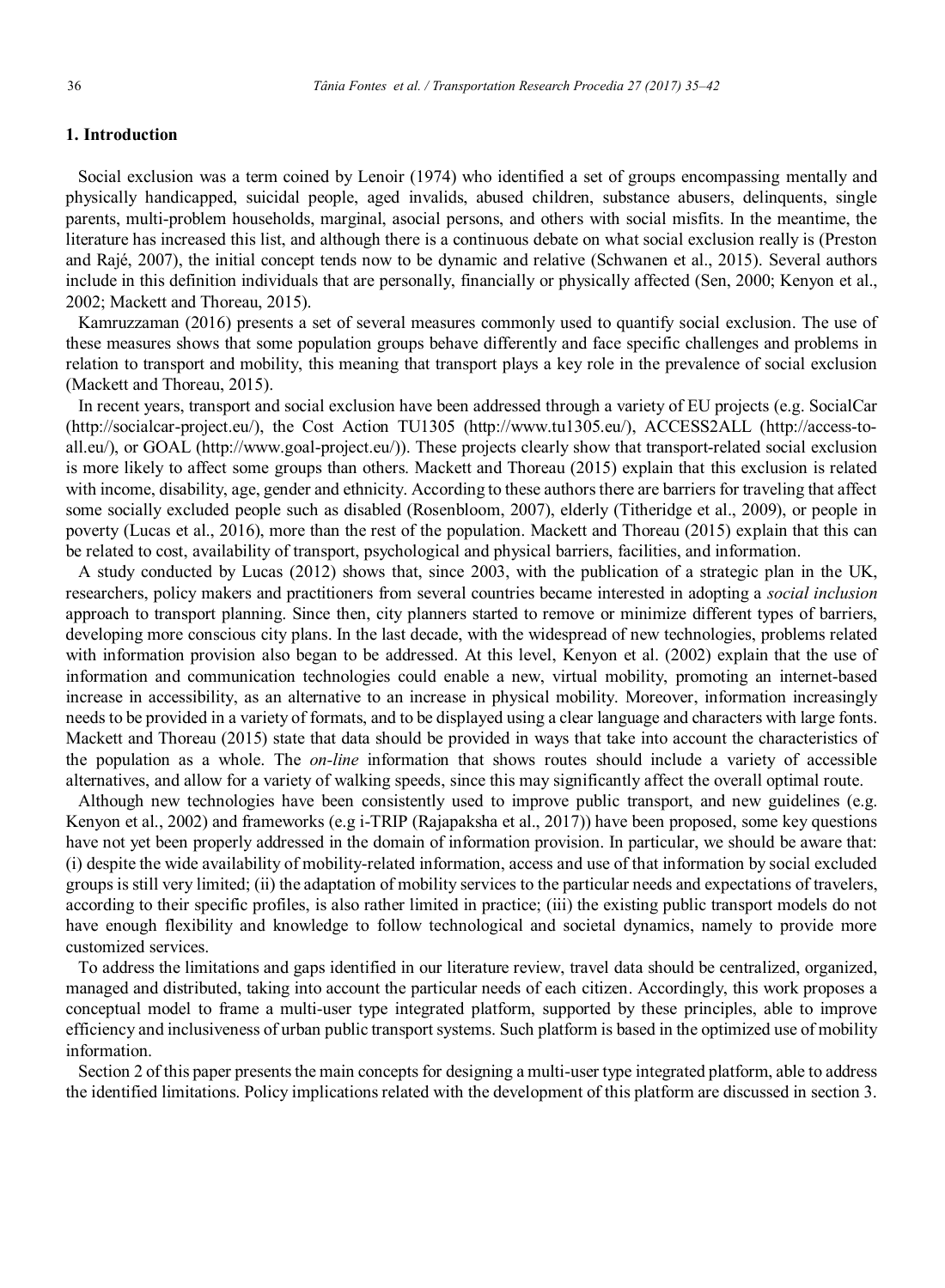## 1. Introduction

Social exclusion was a term coined by Lenoir (1974) who identified a set of groups encompassing mentally and physically handicapped, suicidal people, aged invalids, abused children, substance abusers, delinquents, single parents, multi-problem households, marginal, asocial persons, and others with social misfits. In the meantime, the literature has increased this list, and although there is a continuous debate on what social exclusion really is (Preston and Rajé, 2007), the initial concept tends now to be dynamic and relative (Schwanen et al., 2015). Several authors include in this definition individuals that are personally, financially or physically affected (Sen, 2000; Kenyon et al., 2002; Mackett and Thoreau, 2015).

Kamruzzaman (2016) presents a set of several measures commonly used to quantify social exclusion. The use of these measures shows that some population groups behave differently and face specific challenges and problems in relation to transport and mobility, this meaning that transport plays a key role in the prevalence of social exclusion (Mackett and Thoreau, 2015).

In recent years, transport and social exclusion have been addressed through a variety of EU projects (e.g. SocialCar (http://socialcar-project.eu/), the Cost Action TU1305 (http://www.tu1305.eu/), ACCESS2ALL (http://access-to-all.eu/), or GOAL (http://www.goal-project.eu/)). These projects clearly show that transport-related social exclusion is more likely to affect some groups than others. Mackett and Thoreau (2015) explain that this exclusion is related with income, disability, age, gender and ethnicity. According to these authors there are barriers for traveling that affect some socially excluded people such as disabled (Rosenbloom, 2007), elderly (Titheridge et al., 2009), or people in poverty (Lucas et al., 2016), more than the rest of the population. Mackett and Thoreau (2015) explain that this can be related to cost, availability of transport, psychological and physical barriers, facilities, and information.

A study conducted by Lucas (2012) shows that, since 2003, with the publication of a strategic plan in the UK, researchers, policy makers and practitioners from several countries became interested in adopting a *social inclusion* approach to transport planning. Since then, city planners started to remove or minimize different types of barriers, developing more conscious city plans. In the last decade, with the widespread of new technologies, problems related with information provision also began to be addressed. At this level, Kenyon et al. (2002) explain that the use of information and communication technologies could enable a new, virtual mobility, promoting an internet-based increase in accessibility, as an alternative to an increase in physical mobility. Moreover, information increasingly needs to be provided in a variety of formats, and to be displayed using a clear language and characters with large fonts. Mackett and Thoreau (2015) state that data should be provided in ways that take into account the characteristics of the population as a whole. The *on-line* information that shows routes should include a variety of accessible alternatives, and allow for a variety of walking speeds, since this may significantly affect the overall optimal route.

Although new technologies have been consistently used to improve public transport, and new guidelines (e.g. Kenyon et al., 2002) and frameworks (e.g i-TRIP (Rajapaksha et al., 2017)) have been proposed, some key questions have not yet been properly addressed in the domain of information provision. In particular, we should be aware that: (i) despite the wide availability of mobility-related information, access and use of that information by social excluded groups is still very limited; (ii) the adaptation of mobility services to the particular needs and expectations of travelers, according to their specific profiles, is also rather limited in practice; (iii) the existing public transport models do not have enough flexibility and knowledge to follow technological and societal dynamics, namely to provide more customized services.

To address the limitations and gaps identified in our literature review, travel data should be centralized, organized, managed and distributed, taking into account the particular needs of each citizen. Accordingly, this work proposes a conceptual model to frame a multi-user type integrated platform, supported by these principles, able to improve efficiency and inclusiveness of urban public transport systems. Such platform is based in the optimized use of mobility information.

Section 2 of this paper presents the main concepts for designing a multi-user type integrated platform, able to address the identified limitations. Policy implications related with the development of this platform are discussed in section 3.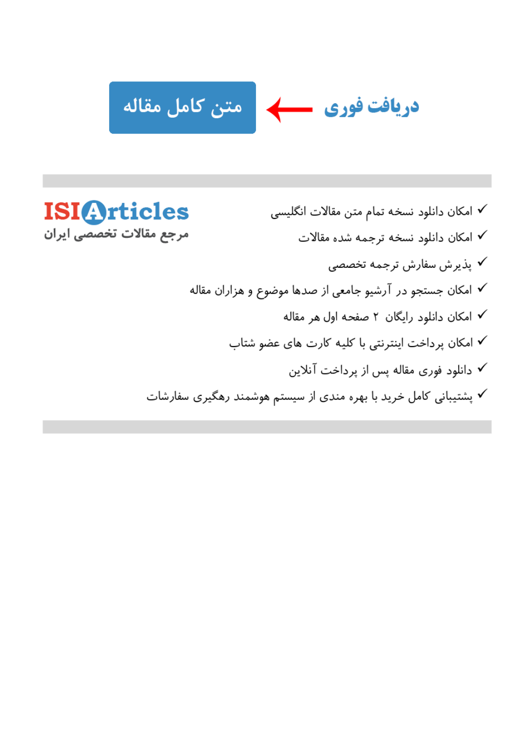دریافت فوری ← متن کامل مقاله

ISIArticles
مرجع مقالات تخصصی ایران

- ✓ امکان دانلود نسخه تمام متن مقالات انگلیسی
- ✓ امکان دانلود نسخه ترجمه شده مقالات
- ✓ پذیرش سفارش ترجمه تخصصی
- ✓ امکان جستجو در آرشیو جامعی از صدها موضوع و هزاران مقاله
- ✓ امکان دانلود رایگان ۲ صفحه اول هر مقاله
- ✓ امکان پرداخت اینترنتی با کلیه کارت های عضو شتاب
- ✓ دانلود فوری مقاله پس از پرداخت آنلاین
- ✓ پشتیبانی کامل خرید با بهره مندی از سیستم هوشمند رهگیری سفارشات